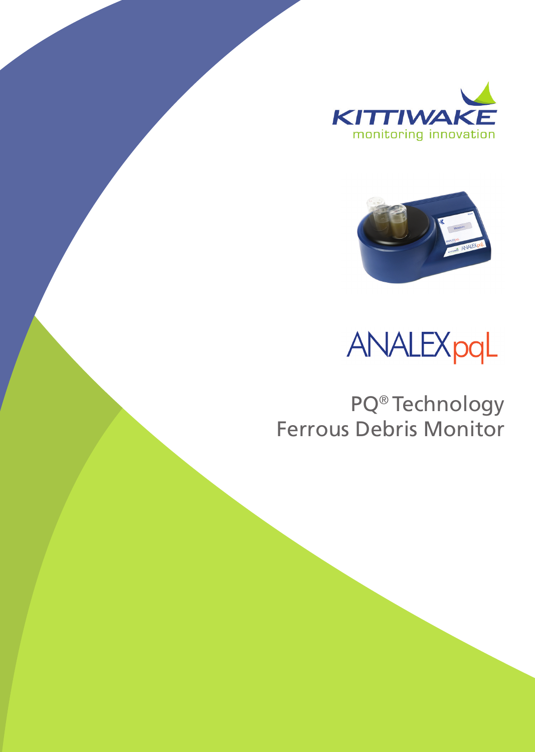KITTIWAKE

monitoring innovation

# ANALEXpqL

## PQ® Technology
## Ferrous Debris Monitor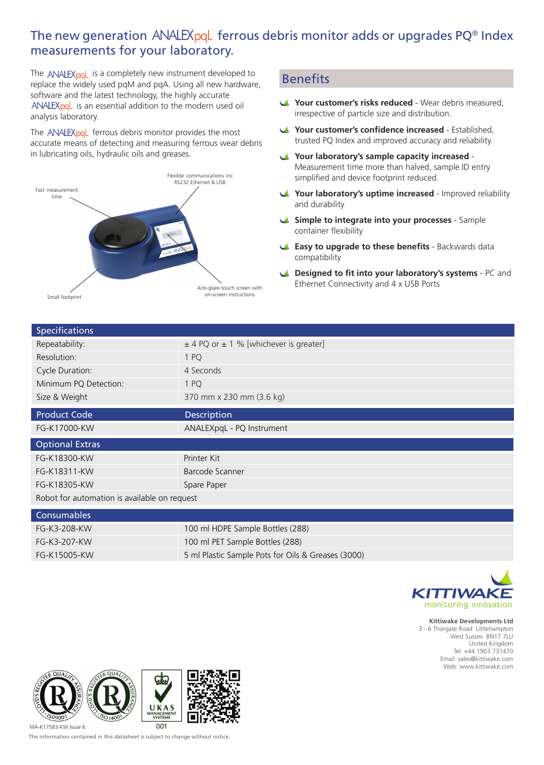# The new generation ANALEXpqL ferrous debris monitor adds or upgrades PQ® Index measurements for your laboratory.

The ANALEXpqL is a completely new instrument developed to replace the widely used pqM and pqA. Using all new hardware, software and the latest technology, the highly accurate ANALEXpqL is an essential addition to the modern used oil analysis laboratory.

The ANALEXpqL ferrous debris monitor provides the most accurate means of detecting and measuring ferrous wear debris in lubricating oils, hydraulic oils and greases.

Fast measurement time

Flexible communications inc RS232 Ethernet & USB

Small footprint

Anti-glare touch screen with on-screen instructions

## Benefits

- **Your customer's risks reduced** - Wear debris measured, irrespective of particle size and distribution.
- **Your customer's confidence increased** - Established, trusted PQ Index and improved accuracy and reliability.
- **Your laboratory's sample capacity increased** - Measurement time more than halved, sample ID entry simplified and device footprint reduced.
- **Your laboratory's uptime increased** - Improved reliability and durability
- **Simple to integrate into your processes** - Sample container flexibility
- **Easy to upgrade to these benefits** - Backwards data compatibility
- **Designed to fit into your laboratory's systems** - PC and Ethernet Connectivity and 4 x USB Ports

| Specifications | |
|---|---|
| Repeatability: | ± 4 PQ or ± 1 % [whichever is greater] |
| Resolution: | 1 PQ |
| Cycle Duration: | 4 Seconds |
| Minimum PQ Detection: | 1 PQ |
| Size & Weight | 370 mm x 230 mm (3.6 kg) |

| Product Code | Description |
|---|---|
| FG-K17000-KW | ANALEXpqL - PQ Instrument |

| Optional Extras | |
|---|---|
| FG-K18300-KW | Printer Kit |
| FG-K18311-KW | Barcode Scanner |
| FG-K18305-KW | Spare Paper |
| Robot for automation is available on request | |

| Consumables | |
|---|---|
| FG-K3-208-KW | 100 ml HDPE Sample Bottles (288) |
| FG-K3-207-KW | 100 ml PET Sample Bottles (288) |
| FG-K15005-KW | 5 ml Plastic Sample Pots for Oils & Greases (3000) |

KITTIWAKE monitoring innovation

**Kittiwake Developments Ltd**
3 - 6 Thorgate Road Littlehampton
West Sussex BN17 7LU
United Kingdom
Tel: +44 1903 731470
Email: sales@kittiwake.com
Web: www.kittiwake.com

ISO9001 ISO14001 UKAS MANAGEMENT SYSTEMS 001

MA-K17583-KW Issue 6

The information contained in this datasheet is subject to change without notice.